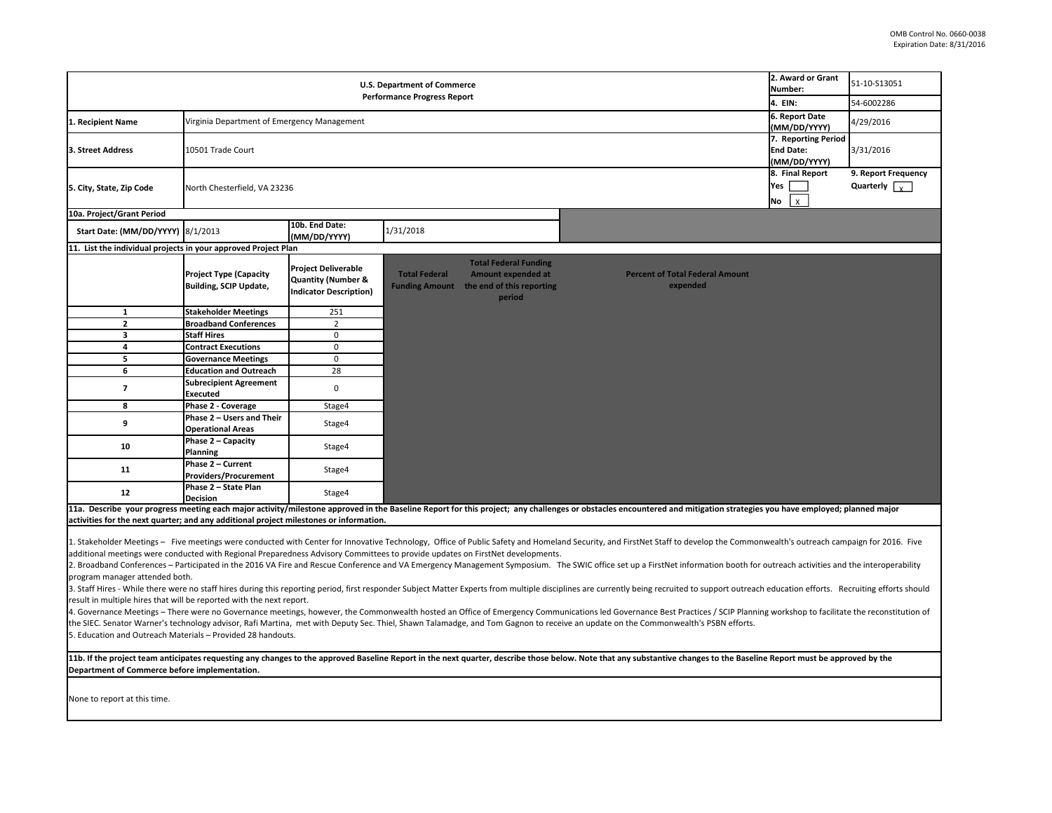OMB Control No. 0660-0038
Expiration Date: 8/31/2016

| U.S. Department of Commerce<br>Performance Progress Report | | 2. Award or Grant Number: | 51-10-S13051 |
|---|---|---|---|
| | | 4. EIN: | 54-6002286 |
| 1. Recipient Name | Virginia Department of Emergency Management | 6. Report Date (MM/DD/YYYY) | 4/29/2016 |
| 3. Street Address | 10501 Trade Court | 7. Reporting Period End Date: (MM/DD/YYYY) | 3/31/2016 |
| 5. City, State, Zip Code | North Chesterfield, VA 23236 | 8. Final Report<br>Yes [ ]<br>No [x] | 9. Report Frequency<br>Quarterly [x] |

10a. Project/Grant Period

| Start Date: (MM/DD/YYYY) | 8/1/2013 | 10b. End Date: (MM/DD/YYYY) | 1/31/2018 |
|---|---|---|---|

11. List the individual projects in your approved Project Plan

| | Project Type (Capacity Building, SCIP Update, | Project Deliverable Quantity (Number & Indicator Description) | Total Federal Funding Amount | Total Federal Funding Amount expended at the end of this reporting period | Percent of Total Federal Amount expended |
|---|---|---|---|---|---|
| 1 | Stakeholder Meetings | 251 | | | |
| 2 | Broadband Conferences | 2 | | | |
| 3 | Staff Hires | 0 | | | |
| 4 | Contract Executions | 0 | | | |
| 5 | Governance Meetings | 0 | | | |
| 6 | Education and Outreach | 28 | | | |
| 7 | Subrecipient Agreement Executed | 0 | | | |
| 8 | Phase 2 - Coverage | Stage4 | | | |
| 9 | Phase 2 – Users and Their Operational Areas | Stage4 | | | |
| 10 | Phase 2 – Capacity Planning | Stage4 | | | |
| 11 | Phase 2 – Current Providers/Procurement | Stage4 | | | |
| 12 | Phase 2 – State Plan Decision | Stage4 | | | |

**11a. Describe your progress meeting each major activity/milestone approved in the Baseline Report for this project; any challenges or obstacles encountered and mitigation strategies you have employed; planned major activities for the next quarter; and any additional project milestones or information.**

1. Stakeholder Meetings – Five meetings were conducted with Center for Innovative Technology, Office of Public Safety and Homeland Security, and FirstNet Staff to develop the Commonwealth's outreach campaign for 2016. Five additional meetings were conducted with Regional Preparedness Advisory Committees to provide updates on FirstNet developments.
2. Broadband Conferences – Participated in the 2016 VA Fire and Rescue Conference and VA Emergency Management Symposium. The SWIC office set up a FirstNet information booth for outreach activities and the interoperability program manager attended both.
3. Staff Hires - While there were no staff hires during this reporting period, first responder Subject Matter Experts from multiple disciplines are currently being recruited to support outreach education efforts. Recruiting efforts should result in multiple hires that will be reported with the next report.
4. Governance Meetings – There were no Governance meetings, however, the Commonwealth hosted an Office of Emergency Communications led Governance Best Practices / SCIP Planning workshop to facilitate the reconstitution of the SIEC. Senator Warner's technology advisor, Rafi Martina, met with Deputy Sec. Thiel, Shawn Talamadge, and Tom Gagnon to receive an update on the Commonwealth's PSBN efforts.
5. Education and Outreach Materials – Provided 28 handouts.

**11b. If the project team anticipates requesting any changes to the approved Baseline Report in the next quarter, describe those below. Note that any substantive changes to the Baseline Report must be approved by the Department of Commerce before implementation.**

None to report at this time.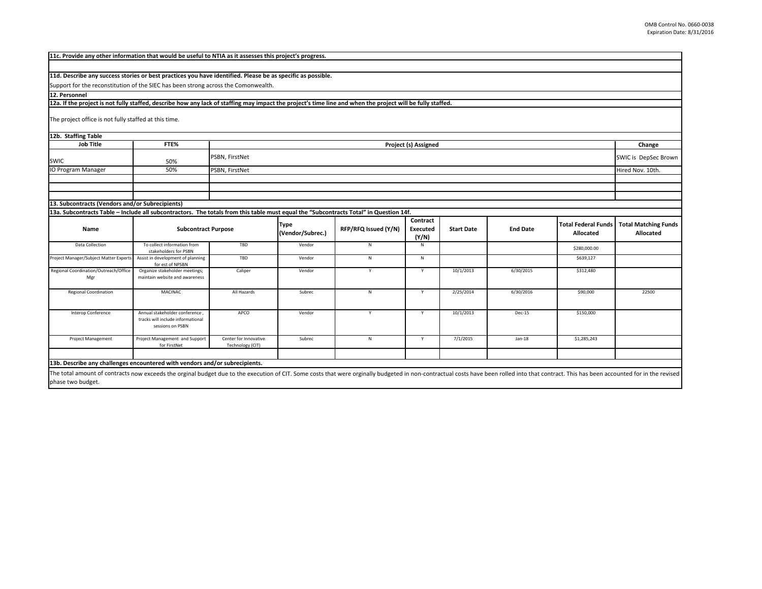**11c. Provide any other information that would be useful to NTIA as it assesses this project's progress.**

**11d. Describe any success stories or best practices you have identified. Please be as specific as possible.**

Support for the reconstitution of the SIEC has been strong across the Comonwealth.

**12. Personnel**

**12a. If the project is not fully staffed, describe how any lack of staffing may impact the project's time line and when the project will be fully staffed.**

The project office is not fully staffed at this time.

**12b. Staffing Table**

| Job Title | FTE% | Project (s) Assigned | Change |
|---|---|---|---|
| SWIC | 50% | PSBN, FirstNet | SWIC is DepSec Brown |
| IO Program Manager | 50% | PSBN, FirstNet | Hired Nov. 10th. |
| | | | |
| | | | |
| | | | |

**13. Subcontracts (Vendors and/or Subrecipients)**

**13a. Subcontracts Table – Include all subcontractors. The totals from this table must equal the "Subcontracts Total" in Question 14f.**

| Name | Subcontract Purpose | | Type (Vendor/Subrec.) | RFP/RFQ Issued (Y/N) | Contract Executed (Y/N) | Start Date | End Date | Total Federal Funds Allocated | Total Matching Funds Allocated |
|---|---|---|---|---|---|---|---|---|---|
| Data Collection | To collect information from stakeholders for PSBN | TBD | Vendor | N | N | | | $280,000.00 | |
| Project Manager/Subject Matter Experts | Assist in development of planning for est of NPSBN | TBD | Vendor | N | N | | | $639,127 | |
| Regional Coordination/Outreach/Office Mgr | Organize stakeholder meetings; maintain website and awareness | Caliper | Vendor | Y | Y | 10/1/2013 | 6/30/2015 | $312,480 | |
| Regional Coordination | MACINAC | All Hazards | Subrec | N | Y | 2/25/2014 | 6/30/2016 | $90,000 | 22500 |
| Interop Conference | Annual stakeholder conference , tracks will include informational sessions on PSBN | APCO | Vendor | Y | Y | 10/1/2013 | Dec-15 | $150,000 | |
| Project Management | Project Management and Support for FirstNet | Center for Innovative Technology (CIT) | Subrec | N | Y | 7/1/2015 | Jan-18 | $1,285,243 | |
| | | | | | | | | | |

**13b. Describe any challenges encountered with vendors and/or subrecipients.**

The total amount of contracts now exceeds the orginal budget due to the execution of CIT. Some costs that were orginally budgeted in non-contractual costs have been rolled into that contract. This has been accounted for in the revised phase two budget.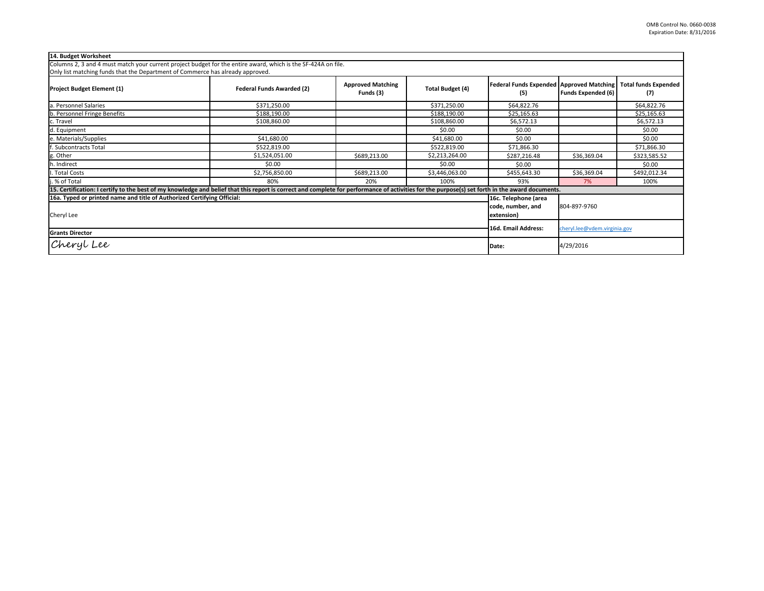OMB Control No. 0660-0038
Expiration Date: 8/31/2016

**14. Budget Worksheet**

Columns 2, 3 and 4 must match your current project budget for the entire award, which is the SF-424A on file.
Only list matching funds that the Department of Commerce has already approved.

| Project Budget Element (1) | Federal Funds Awarded (2) | Approved Matching Funds (3) | Total Budget (4) | Federal Funds Expended (5) | Approved Matching Funds Expended (6) | Total funds Expended (7) |
|---|---|---|---|---|---|---|
| a. Personnel Salaries | $371,250.00 | | $371,250.00 | $64,822.76 | | $64,822.76 |
| b. Personnel Fringe Benefits | $188,190.00 | | $188,190.00 | $25,165.63 | | $25,165.63 |
| c. Travel | $108,860.00 | | $108,860.00 | $6,572.13 | | $6,572.13 |
| d. Equipment | | | $0.00 | $0.00 | | $0.00 |
| e. Materials/Supplies | $41,680.00 | | $41,680.00 | $0.00 | | $0.00 |
| f. Subcontracts Total | $522,819.00 | | $522,819.00 | $71,866.30 | | $71,866.30 |
| g. Other | $1,524,051.00 | $689,213.00 | $2,213,264.00 | $287,216.48 | $36,369.04 | $323,585.52 |
| h. Indirect | $0.00 | | $0.00 | $0.00 | | $0.00 |
| I. Total Costs | $2,756,850.00 | $689,213.00 | $3,446,063.00 | $455,643.30 | $36,369.04 | $492,012.34 |
| j. % of Total | 80% | 20% | 100% | 93% | 7% | 100% |

**15. Certification: I certify to the best of my knowledge and belief that this report is correct and complete for performance of activities for the purpose(s) set forth in the award documents.**

| | | | |
|---|---|---|---|
| **16a. Typed or printed name and title of Authorized Certifying Official:** Cheryl Lee | | **16c. Telephone (area code, number, and extension)** | 804-897-9760 |
| **Grants Director** | | **16d. Email Address:** | cheryl.lee@vdem.virginia.gov |
| *Cheryl Lee* | | **Date:** | 4/29/2016 |